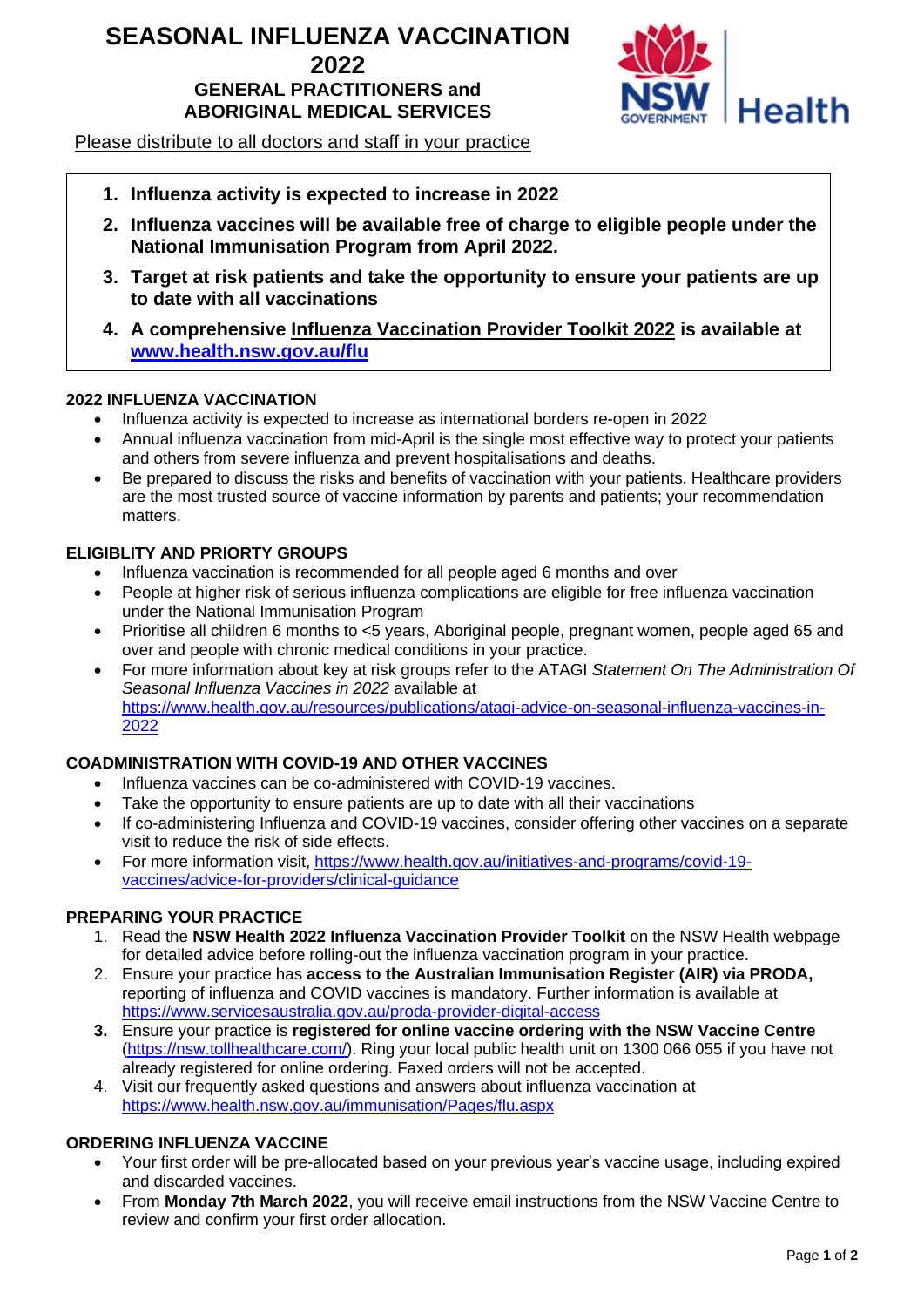# SEASONAL INFLUENZA VACCINATION 2022

## GENERAL PRACTITIONERS and ABORIGINAL MEDICAL SERVICES

Please distribute to all doctors and staff in your practice

1. **Influenza activity is expected to increase in 2022**
2. **Influenza vaccines will be available free of charge to eligible people under the National Immunisation Program from April 2022.**
3. **Target at risk patients and take the opportunity to ensure your patients are up to date with all vaccinations**
4. **A comprehensive Influenza Vaccination Provider Toolkit 2022 is available at [www.health.nsw.gov.au/flu](www.health.nsw.gov.au/flu)**

### 2022 INFLUENZA VACCINATION

- Influenza activity is expected to increase as international borders re-open in 2022
- Annual influenza vaccination from mid-April is the single most effective way to protect your patients and others from severe influenza and prevent hospitalisations and deaths.
- Be prepared to discuss the risks and benefits of vaccination with your patients. Healthcare providers are the most trusted source of vaccine information by parents and patients; your recommendation matters.

### ELIGIBLITY AND PRIORTY GROUPS

- Influenza vaccination is recommended for all people aged 6 months and over
- People at higher risk of serious influenza complications are eligible for free influenza vaccination under the National Immunisation Program
- Prioritise all children 6 months to <5 years, Aboriginal people, pregnant women, people aged 65 and over and people with chronic medical conditions in your practice.
- For more information about key at risk groups refer to the ATAGI *Statement On The Administration Of Seasonal Influenza Vaccines in 2022* available at [https://www.health.gov.au/resources/publications/atagi-advice-on-seasonal-influenza-vaccines-in-2022](https://www.health.gov.au/resources/publications/atagi-advice-on-seasonal-influenza-vaccines-in-2022)

### COADMINISTRATION WITH COVID-19 AND OTHER VACCINES

- Influenza vaccines can be co-administered with COVID-19 vaccines.
- Take the opportunity to ensure patients are up to date with all their vaccinations
- If co-administering Influenza and COVID-19 vaccines, consider offering other vaccines on a separate visit to reduce the risk of side effects.
- For more information visit, [https://www.health.gov.au/initiatives-and-programs/covid-19-vaccines/advice-for-providers/clinical-guidance](https://www.health.gov.au/initiatives-and-programs/covid-19-vaccines/advice-for-providers/clinical-guidance)

### PREPARING YOUR PRACTICE

1. Read the **NSW Health 2022 Influenza Vaccination Provider Toolkit** on the NSW Health webpage for detailed advice before rolling-out the influenza vaccination program in your practice.
2. Ensure your practice has **access to the Australian Immunisation Register (AIR) via PRODA,** reporting of influenza and COVID vaccines is mandatory. Further information is available at [https://www.servicesaustralia.gov.au/proda-provider-digital-access](https://www.servicesaustralia.gov.au/proda-provider-digital-access)
3. Ensure your practice is **registered for online vaccine ordering with the NSW Vaccine Centre** ([https://nsw.tollhealthcare.com/](https://nsw.tollhealthcare.com/)). Ring your local public health unit on 1300 066 055 if you have not already registered for online ordering. Faxed orders will not be accepted.
4. Visit our frequently asked questions and answers about influenza vaccination at [https://www.health.nsw.gov.au/immunisation/Pages/flu.aspx](https://www.health.nsw.gov.au/immunisation/Pages/flu.aspx)

### ORDERING INFLUENZA VACCINE

- Your first order will be pre-allocated based on your previous year's vaccine usage, including expired and discarded vaccines.
- From **Monday 7th March 2022**, you will receive email instructions from the NSW Vaccine Centre to review and confirm your first order allocation.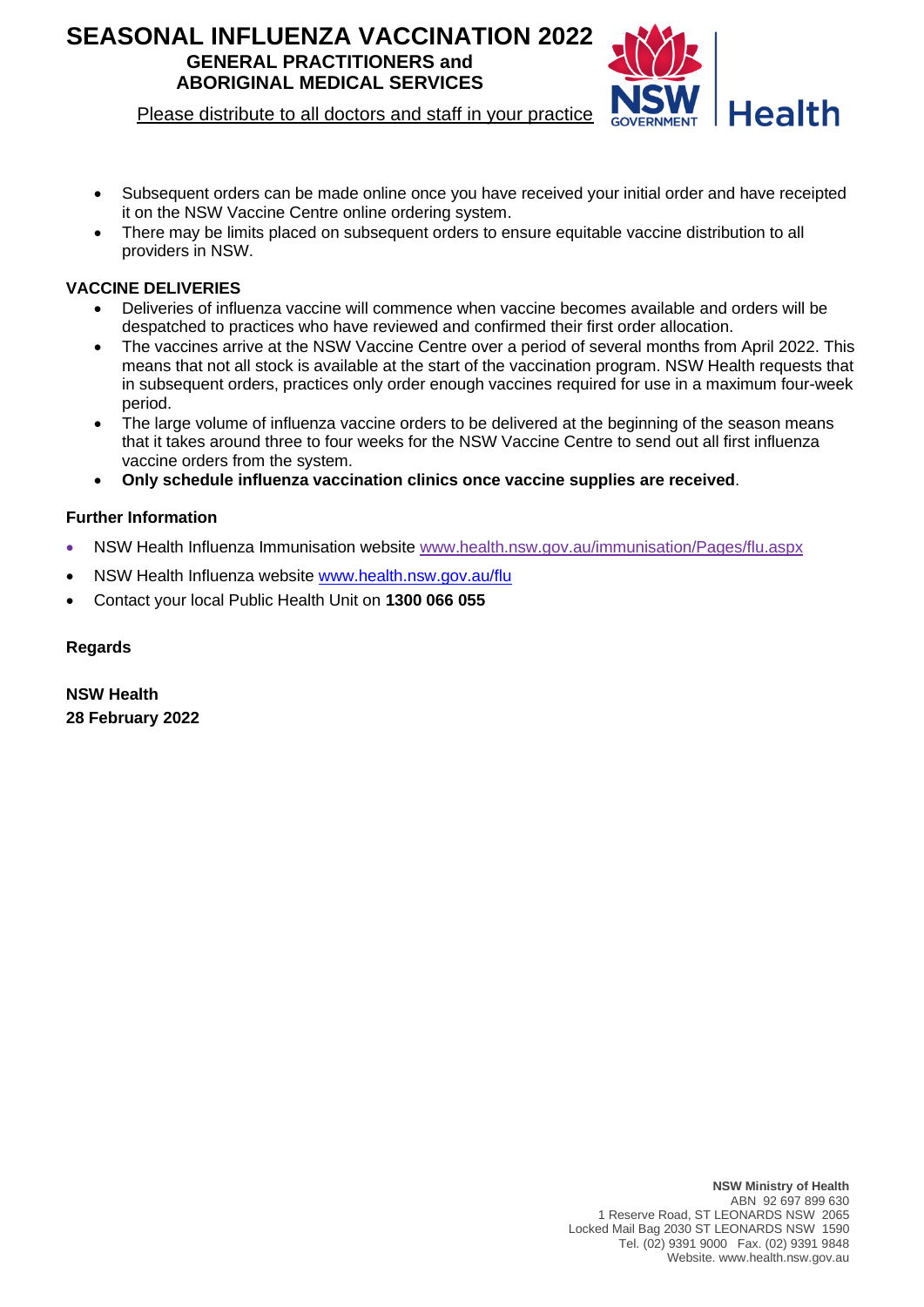- Subsequent orders can be made online once you have received your initial order and have receipted it on the NSW Vaccine Centre online ordering system.
- There may be limits placed on subsequent orders to ensure equitable vaccine distribution to all providers in NSW.

**VACCINE DELIVERIES**

- Deliveries of influenza vaccine will commence when vaccine becomes available and orders will be despatched to practices who have reviewed and confirmed their first order allocation.
- The vaccines arrive at the NSW Vaccine Centre over a period of several months from April 2022. This means that not all stock is available at the start of the vaccination program. NSW Health requests that in subsequent orders, practices only order enough vaccines required for use in a maximum four-week period.
- The large volume of influenza vaccine orders to be delivered at the beginning of the season means that it takes around three to four weeks for the NSW Vaccine Centre to send out all first influenza vaccine orders from the system.
- **Only schedule influenza vaccination clinics once vaccine supplies are received**.

**Further Information**

- NSW Health Influenza Immunisation website www.health.nsw.gov.au/immunisation/Pages/flu.aspx
- NSW Health Influenza website www.health.nsw.gov.au/flu
- Contact your local Public Health Unit on **1300 066 055**

**Regards**

**NSW Health**
**28 February 2022**

**NSW Ministry of Health**
ABN 92 697 899 630
1 Reserve Road, ST LEONARDS NSW 2065
Locked Mail Bag 2030 ST LEONARDS NSW 1590
Tel. (02) 9391 9000 Fax. (02) 9391 9848
Website. www.health.nsw.gov.au